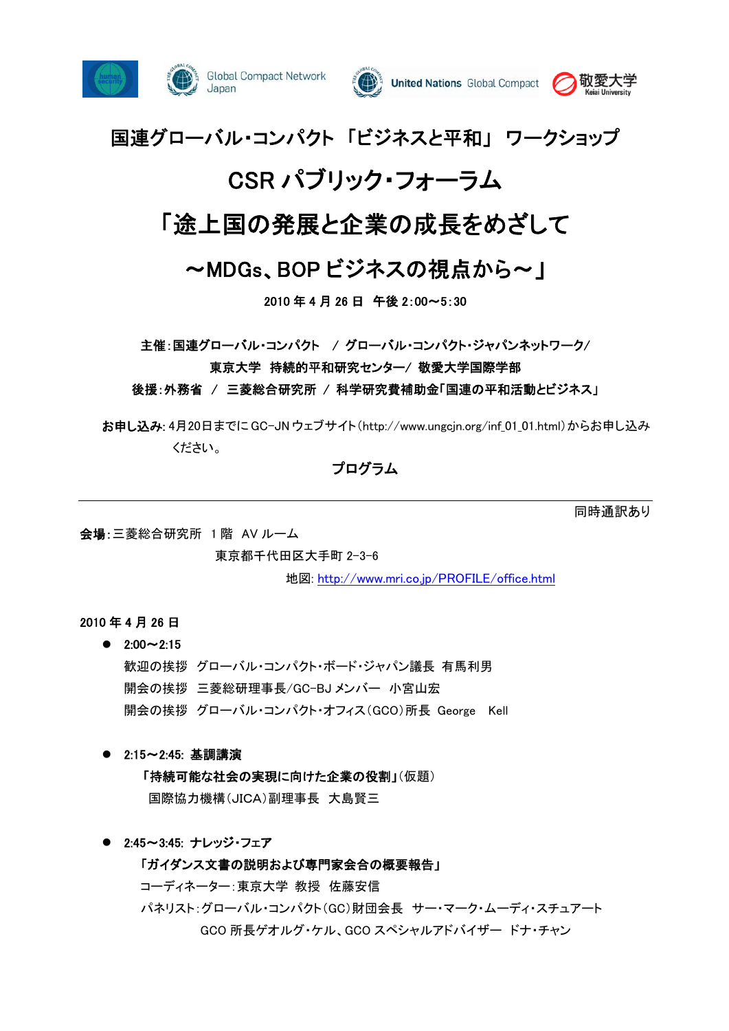Global Compact Network Japan　United Nations Global Compact　敬愛大学 Keiai University

# 国連グローバル･コンパクト 「ビジネスと平和」 ワークショップ

# CSR パブリック･フォーラム

# 「途上国の発展と企業の成長をめざして

# ～MDGs、BOP ビジネスの視点から～」

**2010 年 4 月 26 日　午後 2:00～5:30**

**主催:国連グローバル･コンパクト　/ グローバル･コンパクト･ジャパンネットワーク/**
**東京大学　持続的平和研究センター/ 敬愛大学国際学部**
**後援:外務省　/　三菱総合研究所　/　科学研究費補助金｢国連の平和活動とビジネス」**

**お申し込み**: 4月20日までにGC-JN ウェブサイト(http://www.ungcjn.org/inf_01_01.html)からお申し込みください。

## プログラム

---

同時通訳あり

**会場**:三菱総合研究所　1 階　AV ルーム
東京都千代田区大手町 2-3-6
地図: http://www.mri.co.jp/PROFILE/office.html

**2010 年 4 月 26 日**

- **2:00～2:15**
  歓迎の挨拶　グローバル･コンパクト･ボード･ジャパン議長　有馬利男
  開会の挨拶　三菱総研理事長/GC-BJ メンバー　小宮山宏
  開会の挨拶　グローバル･コンパクト･オフィス(GCO)所長　George　Kell

- **2:15～2:45: 基調講演**
  **｢持続可能な社会の実現に向けた企業の役割｣**(仮題)
  国際協力機構(JICA)副理事長　大島賢三

- **2:45～3:45: ナレッジ･フェア**
  **｢ガイダンス文書の説明および専門家会合の概要報告」**
  コーディネーター:東京大学　教授　佐藤安信
  パネリスト:グローバル･コンパクト(GC)財団会長　サー･マーク･ムーディ･スチュアート
  GCO 所長ゲオルグ･ケル、GCO スペシャルアドバイザー　ドナ･チャン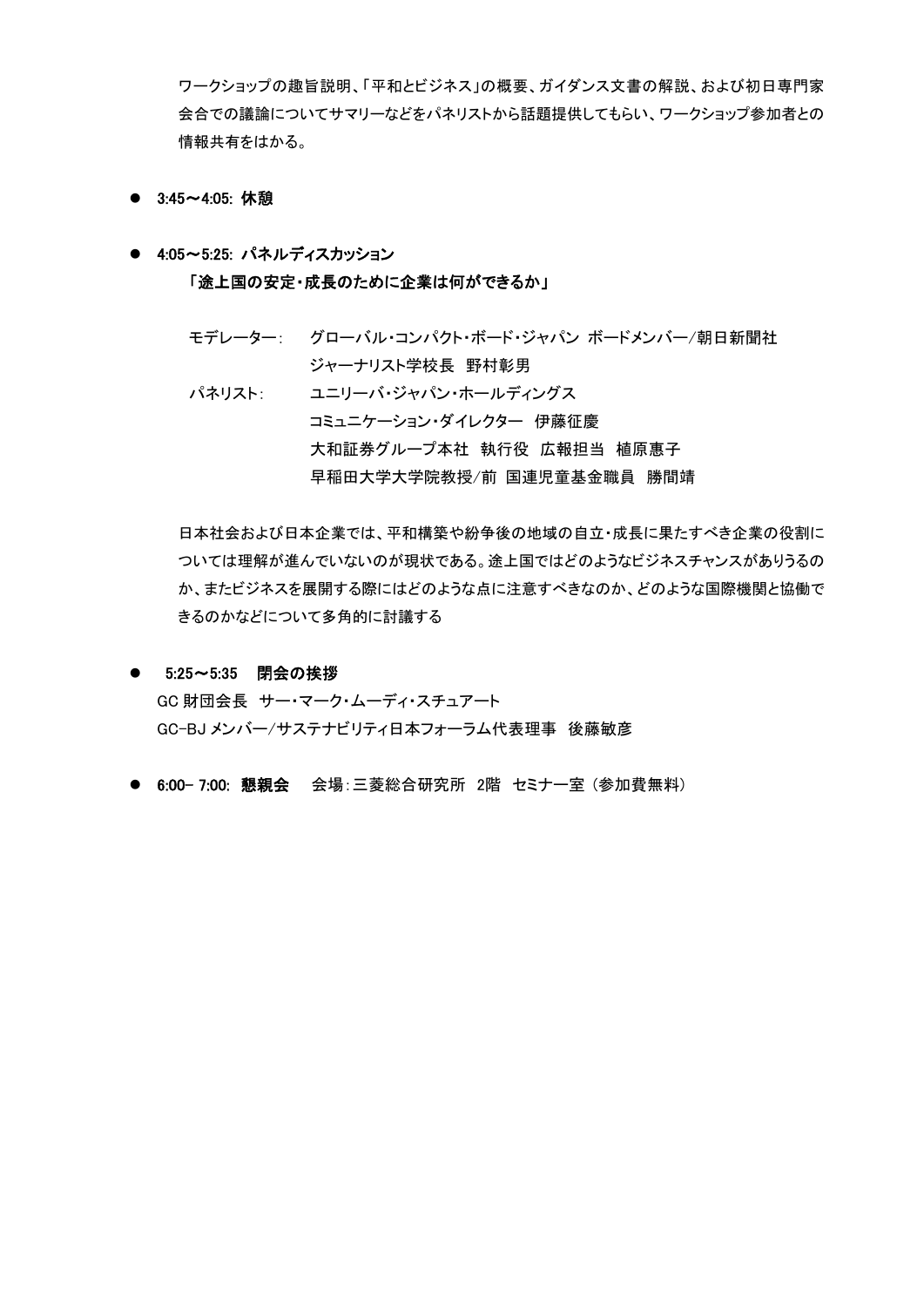ワークショップの趣旨説明、「平和とビジネス」の概要、ガイダンス文書の解説、および初日専門家会合での議論についてサマリーなどをパネリストから話題提供してもらい、ワークショップ参加者との情報共有をはかる。

- **3:45～4:05: 休憩**

- **4:05～5:25: パネルディスカッション**
  **「途上国の安定・成長のために企業は何ができるか」**

  モデレーター：　グローバル・コンパクト・ボード・ジャパン ボードメンバー/朝日新聞社ジャーナリスト学校長　野村彰男
  パネリスト：　ユニリーバ・ジャパン・ホールディングス コミュニケーション・ダイレクター　伊藤征慶
  大和証券グループ本社　執行役　広報担当　植原惠子
  早稲田大学大学院教授/前 国連児童基金職員　勝間靖

  日本社会および日本企業では、平和構築や紛争後の地域の自立・成長に果たすべき企業の役割については理解が進んでいないのが現状である。途上国ではどのようなビジネスチャンスがありうるのか、またビジネスを展開する際にはどのような点に注意すべきなのか、どのような国際機関と協働できるのかなどについて多角的に討議する

- **5:25～5:35　閉会の挨拶**
  GC 財団会長　サー・マーク・ムーディ・スチュアート
  GC-BJ メンバー/サステナビリティ日本フォーラム代表理事　後藤敏彦

- **6:00- 7:00: 懇親会**　会場：三菱総合研究所　2階　セミナー室（参加費無料）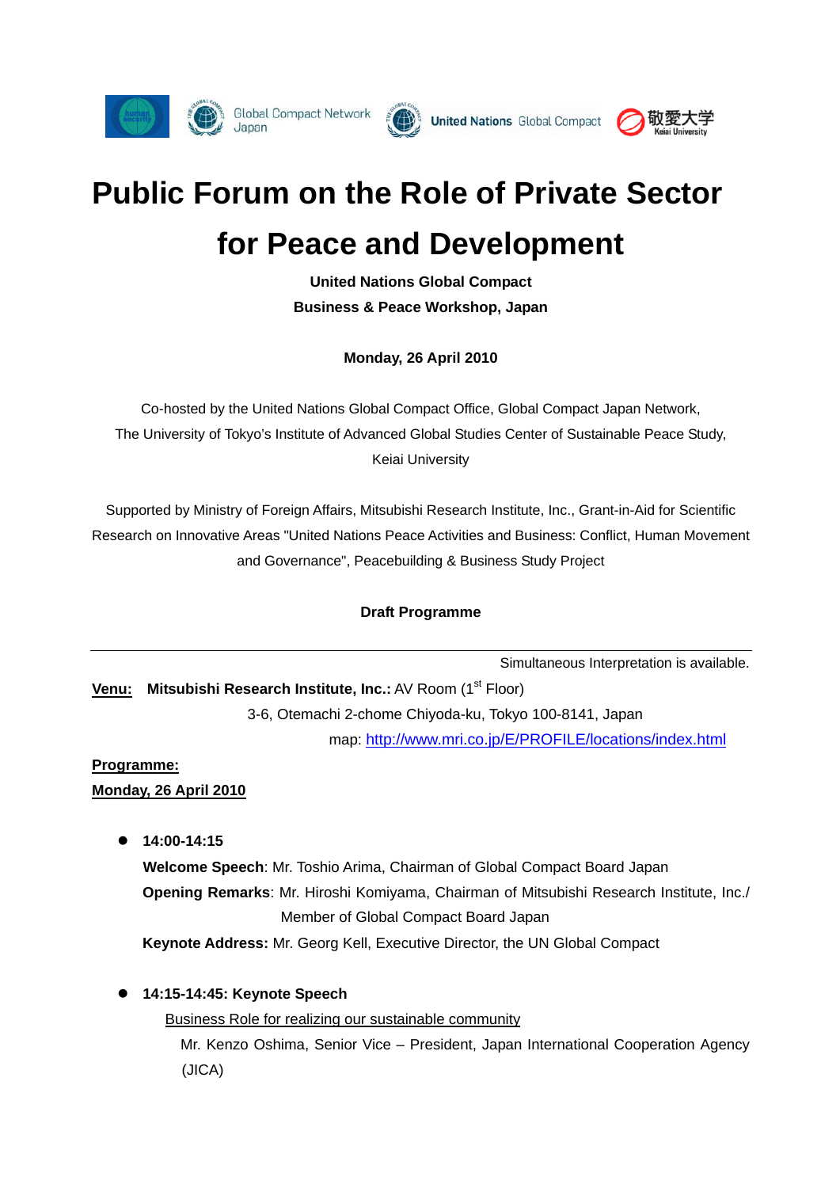Global Compact Network Japan    United Nations Global Compact    敬愛大学 Keiai University

# Public Forum on the Role of Private Sector for Peace and Development

**United Nations Global Compact**
**Business & Peace Workshop, Japan**

**Monday, 26 April 2010**

Co-hosted by the United Nations Global Compact Office, Global Compact Japan Network, The University of Tokyo's Institute of Advanced Global Studies Center of Sustainable Peace Study, Keiai University

Supported by Ministry of Foreign Affairs, Mitsubishi Research Institute, Inc., Grant-in-Aid for Scientific Research on Innovative Areas "United Nations Peace Activities and Business: Conflict, Human Movement and Governance", Peacebuilding & Business Study Project

**Draft Programme**

---

Simultaneous Interpretation is available.

**Venu:** **Mitsubishi Research Institute, Inc.:** AV Room (1st Floor)
3-6, Otemachi 2-chome Chiyoda-ku, Tokyo 100-8141, Japan
map: http://www.mri.co.jp/E/PROFILE/locations/index.html

**Programme:**
**Monday, 26 April 2010**

- **14:00-14:15**
  **Welcome Speech**: Mr. Toshio Arima, Chairman of Global Compact Board Japan
  **Opening Remarks**: Mr. Hiroshi Komiyama, Chairman of Mitsubishi Research Institute, Inc./ Member of Global Compact Board Japan
  **Keynote Address:** Mr. Georg Kell, Executive Director, the UN Global Compact

- **14:15-14:45: Keynote Speech**
  Business Role for realizing our sustainable community
  Mr. Kenzo Oshima, Senior Vice – President, Japan International Cooperation Agency (JICA)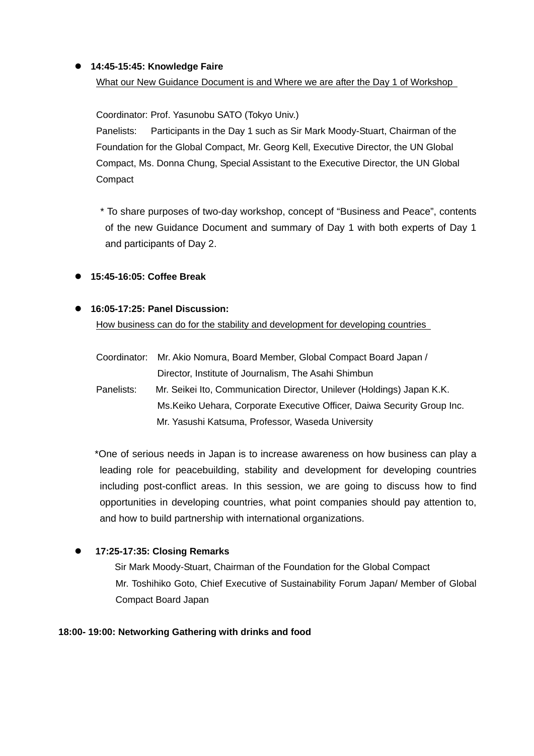- **14:45-15:45: Knowledge Faire**

  What our New Guidance Document is and Where we are after the Day 1 of Workshop

  Coordinator: Prof. Yasunobu SATO (Tokyo Univ.)

  Panelists: Participants in the Day 1 such as Sir Mark Moody-Stuart, Chairman of the Foundation for the Global Compact, Mr. Georg Kell, Executive Director, the UN Global Compact, Ms. Donna Chung, Special Assistant to the Executive Director, the UN Global Compact

  * To share purposes of two-day workshop, concept of "Business and Peace", contents of the new Guidance Document and summary of Day 1 with both experts of Day 1 and participants of Day 2.

- **15:45-16:05: Coffee Break**

- **16:05-17:25: Panel Discussion:**

  How business can do for the stability and development for developing countries

  Coordinator: Mr. Akio Nomura, Board Member, Global Compact Board Japan / Director, Institute of Journalism, The Asahi Shimbun

  Panelists: Mr. Seikei Ito, Communication Director, Unilever (Holdings) Japan K.K.
  Ms.Keiko Uehara, Corporate Executive Officer, Daiwa Security Group Inc.
  Mr. Yasushi Katsuma, Professor, Waseda University

  *One of serious needs in Japan is to increase awareness on how business can play a leading role for peacebuilding, stability and development for developing countries including post-conflict areas. In this session, we are going to discuss how to find opportunities in developing countries, what point companies should pay attention to, and how to build partnership with international organizations.

- **17:25-17:35: Closing Remarks**

  Sir Mark Moody-Stuart, Chairman of the Foundation for the Global Compact
  Mr. Toshihiko Goto, Chief Executive of Sustainability Forum Japan/ Member of Global Compact Board Japan

**18:00- 19:00: Networking Gathering with drinks and food**